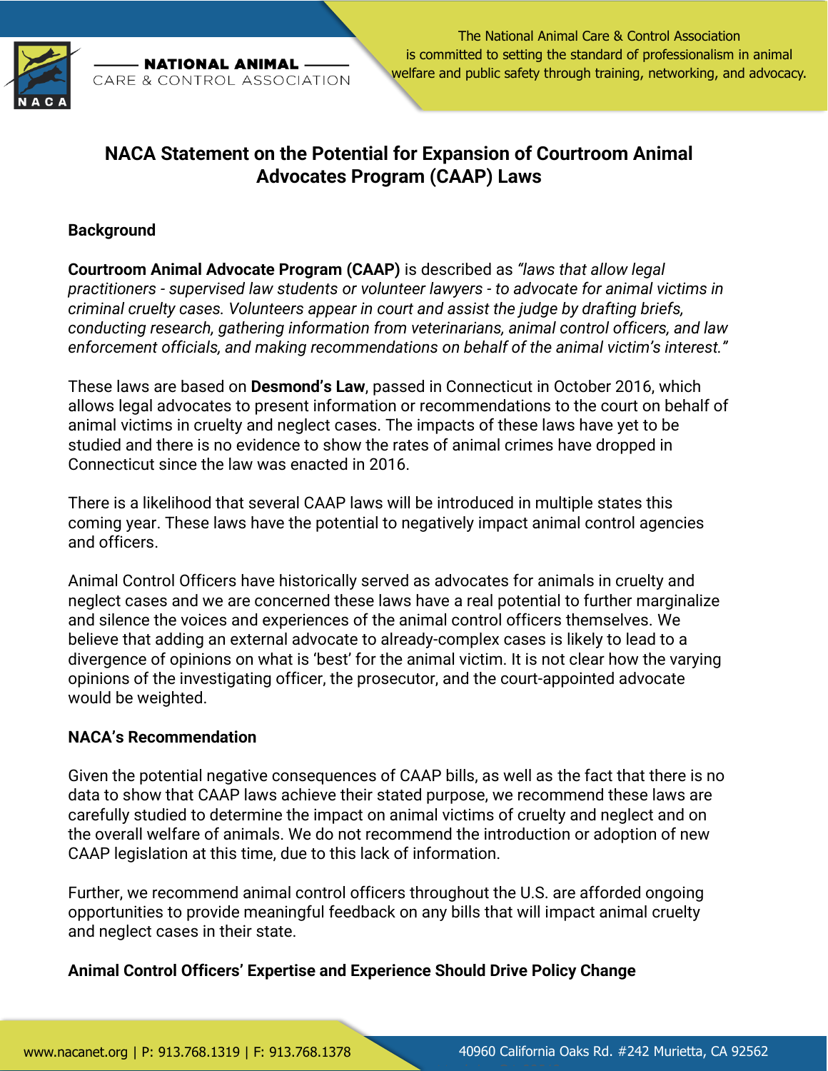# NACA Statement on the Potential for Expansion of Courtroom Animal Advocates Program (CAAP) Laws

**Background**

**Courtroom Animal Advocate Program (CAAP)** is described as *"laws that allow legal practitioners - supervised law students or volunteer lawyers - to advocate for animal victims in criminal cruelty cases. Volunteers appear in court and assist the judge by drafting briefs, conducting research, gathering information from veterinarians, animal control officers, and law enforcement officials, and making recommendations on behalf of the animal victim's interest."*

These laws are based on **Desmond's Law**, passed in Connecticut in October 2016, which allows legal advocates to present information or recommendations to the court on behalf of animal victims in cruelty and neglect cases. The impacts of these laws have yet to be studied and there is no evidence to show the rates of animal crimes have dropped in Connecticut since the law was enacted in 2016.

There is a likelihood that several CAAP laws will be introduced in multiple states this coming year. These laws have the potential to negatively impact animal control agencies and officers.

Animal Control Officers have historically served as advocates for animals in cruelty and neglect cases and we are concerned these laws have a real potential to further marginalize and silence the voices and experiences of the animal control officers themselves. We believe that adding an external advocate to already-complex cases is likely to lead to a divergence of opinions on what is 'best' for the animal victim. It is not clear how the varying opinions of the investigating officer, the prosecutor, and the court-appointed advocate would be weighted.

**NACA's Recommendation**

Given the potential negative consequences of CAAP bills, as well as the fact that there is no data to show that CAAP laws achieve their stated purpose, we recommend these laws are carefully studied to determine the impact on animal victims of cruelty and neglect and on the overall welfare of animals. We do not recommend the introduction or adoption of new CAAP legislation at this time, due to this lack of information.

Further, we recommend animal control officers throughout the U.S. are afforded ongoing opportunities to provide meaningful feedback on any bills that will impact animal cruelty and neglect cases in their state.

**Animal Control Officers' Expertise and Experience Should Drive Policy Change**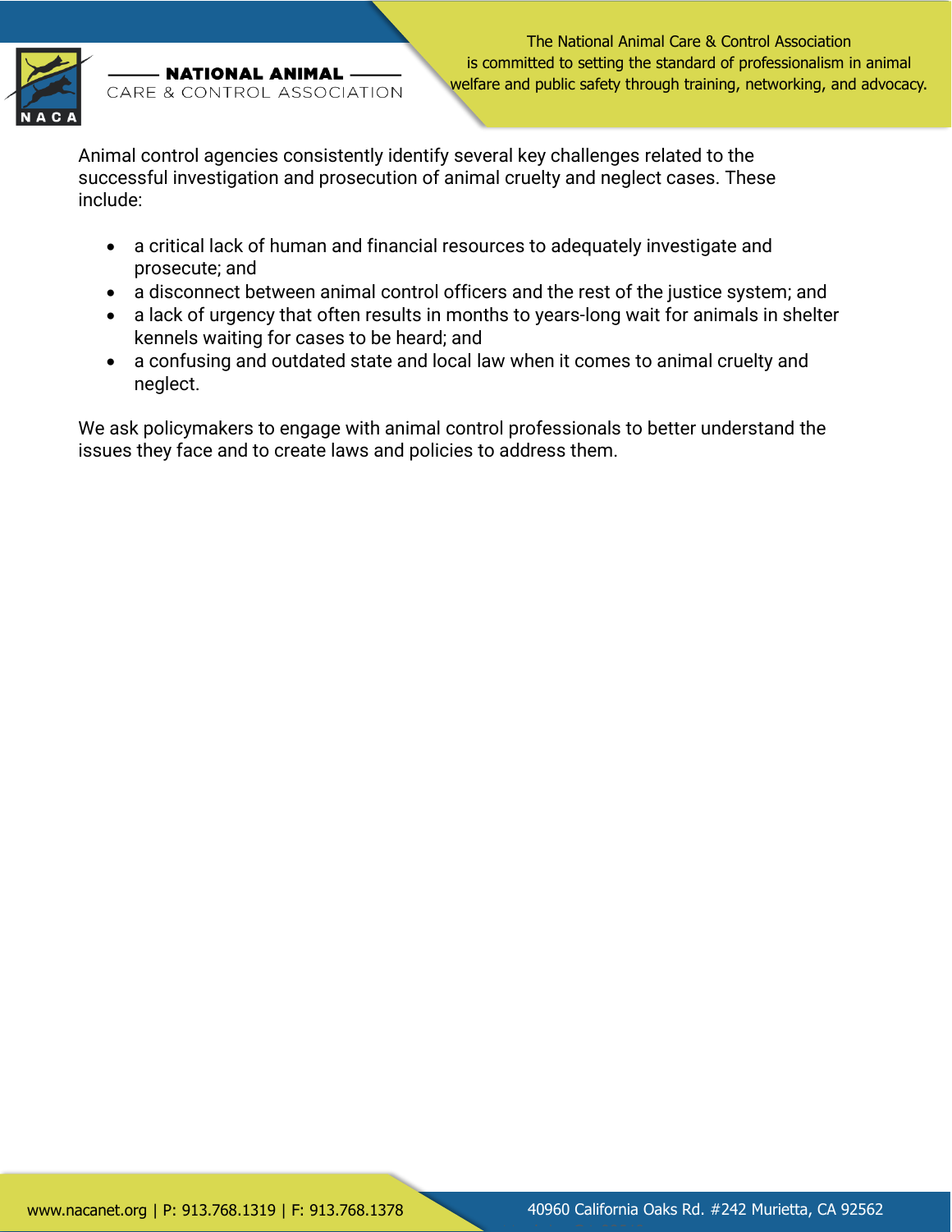Animal control agencies consistently identify several key challenges related to the successful investigation and prosecution of animal cruelty and neglect cases. These include:

- a critical lack of human and financial resources to adequately investigate and prosecute; and
- a disconnect between animal control officers and the rest of the justice system; and
- a lack of urgency that often results in months to years-long wait for animals in shelter kennels waiting for cases to be heard; and
- a confusing and outdated state and local law when it comes to animal cruelty and neglect.

We ask policymakers to engage with animal control professionals to better understand the issues they face and to create laws and policies to address them.